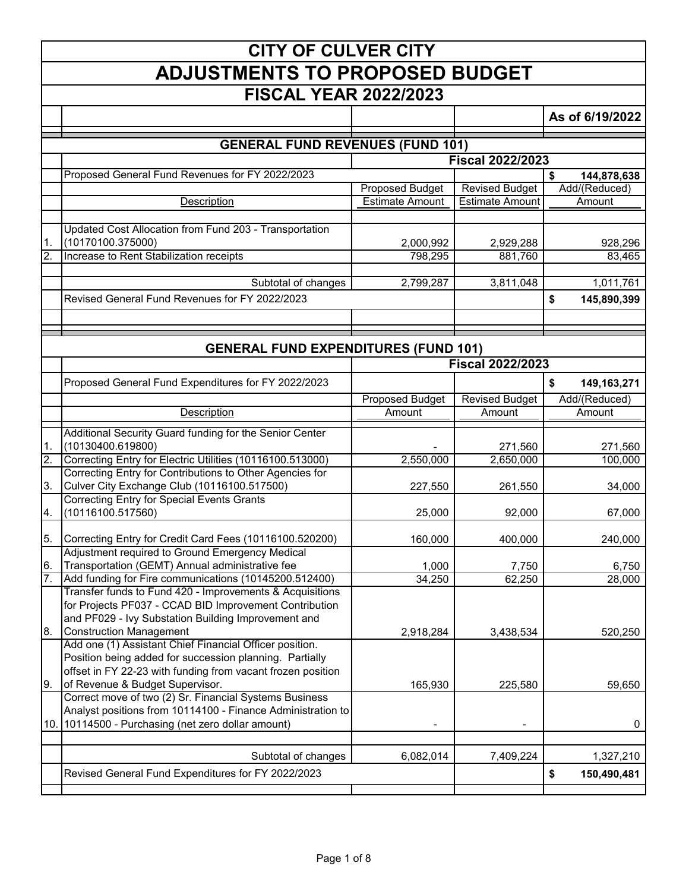# CITY OF CULVER CITY

# ADJUSTMENTS TO PROPOSED BUDGET

## FISCAL YEAR 2022/2023

As of 6/19/2022

### GENERAL FUND REVENUES (FUND 101)

| | | Fiscal 2022/2023 | | |
|---|---|---|---|---|
| | Proposed General Fund Revenues for FY 2022/2023 | | | $ 144,878,638 |
| | Description | Proposed Budget Estimate Amount | Revised Budget Estimate Amount | Add/(Reduced) Amount |
| 1. | Updated Cost Allocation from Fund 203 - Transportation (10170100.375000) | 2,000,992 | 2,929,288 | 928,296 |
| 2. | Increase to Rent Stabilization receipts | 798,295 | 881,760 | 83,465 |
| | Subtotal of changes | 2,799,287 | 3,811,048 | 1,011,761 |
| | Revised General Fund Revenues for FY 2022/2023 | | | $ 145,890,399 |

### GENERAL FUND EXPENDITURES (FUND 101)

| | | Fiscal 2022/2023 | | |
|---|---|---|---|---|
| | Proposed General Fund Expenditures for FY 2022/2023 | | | $ 149,163,271 |
| | Description | Proposed Budget Amount | Revised Budget Amount | Add/(Reduced) Amount |
| 1. | Additional Security Guard funding for the Senior Center (10130400.619800) | - | 271,560 | 271,560 |
| 2. | Correcting Entry for Electric Utilities (10116100.513000) | 2,550,000 | 2,650,000 | 100,000 |
| 3. | Correcting Entry for Contributions to Other Agencies for Culver City Exchange Club (10116100.517500) | 227,550 | 261,550 | 34,000 |
| 4. | Correcting Entry for Special Events Grants (10116100.517560) | 25,000 | 92,000 | 67,000 |
| 5. | Correcting Entry for Credit Card Fees (10116100.520200) | 160,000 | 400,000 | 240,000 |
| 6. | Adjustment required to Ground Emergency Medical Transportation (GEMT) Annual administrative fee | 1,000 | 7,750 | 6,750 |
| 7. | Add funding for Fire communications (10145200.512400) | 34,250 | 62,250 | 28,000 |
| 8. | Transfer funds to Fund 420 - Improvements & Acquisitions for Projects PF037 - CCAD BID Improvement Contribution and PF029 - Ivy Substation Building Improvement and Construction Management | 2,918,284 | 3,438,534 | 520,250 |
| 9. | Add one (1) Assistant Chief Financial Officer position. Position being added for succession planning. Partially offset in FY 22-23 with funding from vacant frozen position of Revenue & Budget Supervisor. | 165,930 | 225,580 | 59,650 |
| 10. | Correct move of two (2) Sr. Financial Systems Business Analyst positions from 10114100 - Finance Administration to 10114500 - Purchasing (net zero dollar amount) | - | - | 0 |
| | Subtotal of changes | 6,082,014 | 7,409,224 | 1,327,210 |
| | Revised General Fund Expenditures for FY 2022/2023 | | | $ 150,490,481 |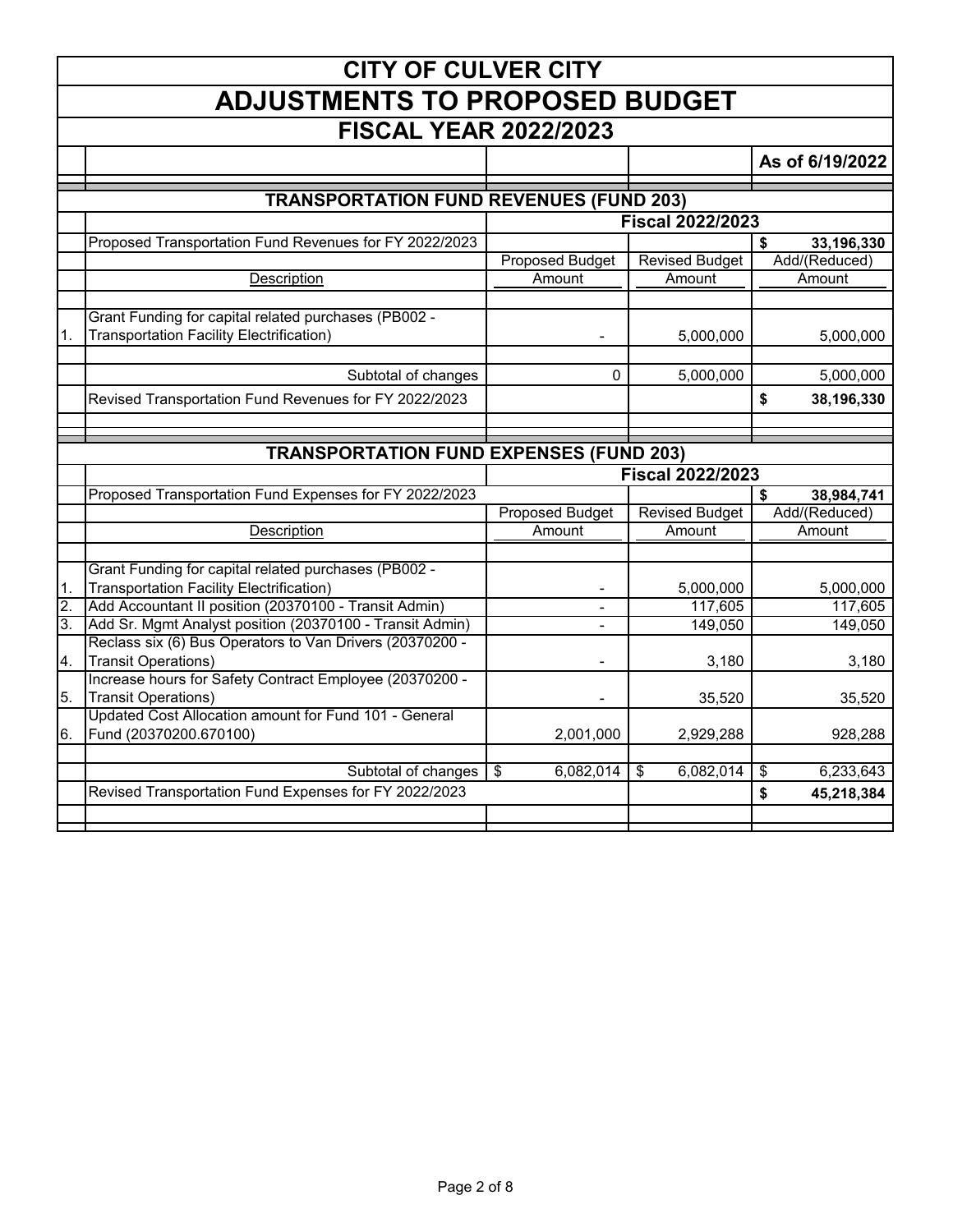# CITY OF CULVER CITY

## ADJUSTMENTS TO PROPOSED BUDGET

## FISCAL YEAR 2022/2023

As of 6/19/2022

### TRANSPORTATION FUND REVENUES (FUND 203)

| | | Fiscal 2022/2023 | | |
|---|---|---|---|---|
| | Proposed Transportation Fund Revenues for FY 2022/2023 | | | $ 33,196,330 |
| | | Proposed Budget | Revised Budget | Add/(Reduced) |
| | Description | Amount | Amount | Amount |
| 1. | Grant Funding for capital related purchases (PB002 - Transportation Facility Electrification) | - | 5,000,000 | 5,000,000 |
| | Subtotal of changes | 0 | 5,000,000 | 5,000,000 |
| | Revised Transportation Fund Revenues for FY 2022/2023 | | | $ 38,196,330 |

### TRANSPORTATION FUND EXPENSES (FUND 203)

| | | Fiscal 2022/2023 | | |
|---|---|---|---|---|
| | Proposed Transportation Fund Expenses for FY 2022/2023 | | | $ 38,984,741 |
| | | Proposed Budget | Revised Budget | Add/(Reduced) |
| | Description | Amount | Amount | Amount |
| 1. | Grant Funding for capital related purchases (PB002 - Transportation Facility Electrification) | - | 5,000,000 | 5,000,000 |
| 2. | Add Accountant II position (20370100 - Transit Admin) | - | 117,605 | 117,605 |
| 3. | Add Sr. Mgmt Analyst position (20370100 - Transit Admin) | - | 149,050 | 149,050 |
| 4. | Reclass six (6) Bus Operators to Van Drivers (20370200 - Transit Operations) | - | 3,180 | 3,180 |
| 5. | Increase hours for Safety Contract Employee (20370200 - Transit Operations) | - | 35,520 | 35,520 |
| 6. | Updated Cost Allocation amount for Fund 101 - General Fund (20370200.670100) | 2,001,000 | 2,929,288 | 928,288 |
| | Subtotal of changes | $ 6,082,014 | $ 6,082,014 | $ 6,233,643 |
| | Revised Transportation Fund Expenses for FY 2022/2023 | | | $ 45,218,384 |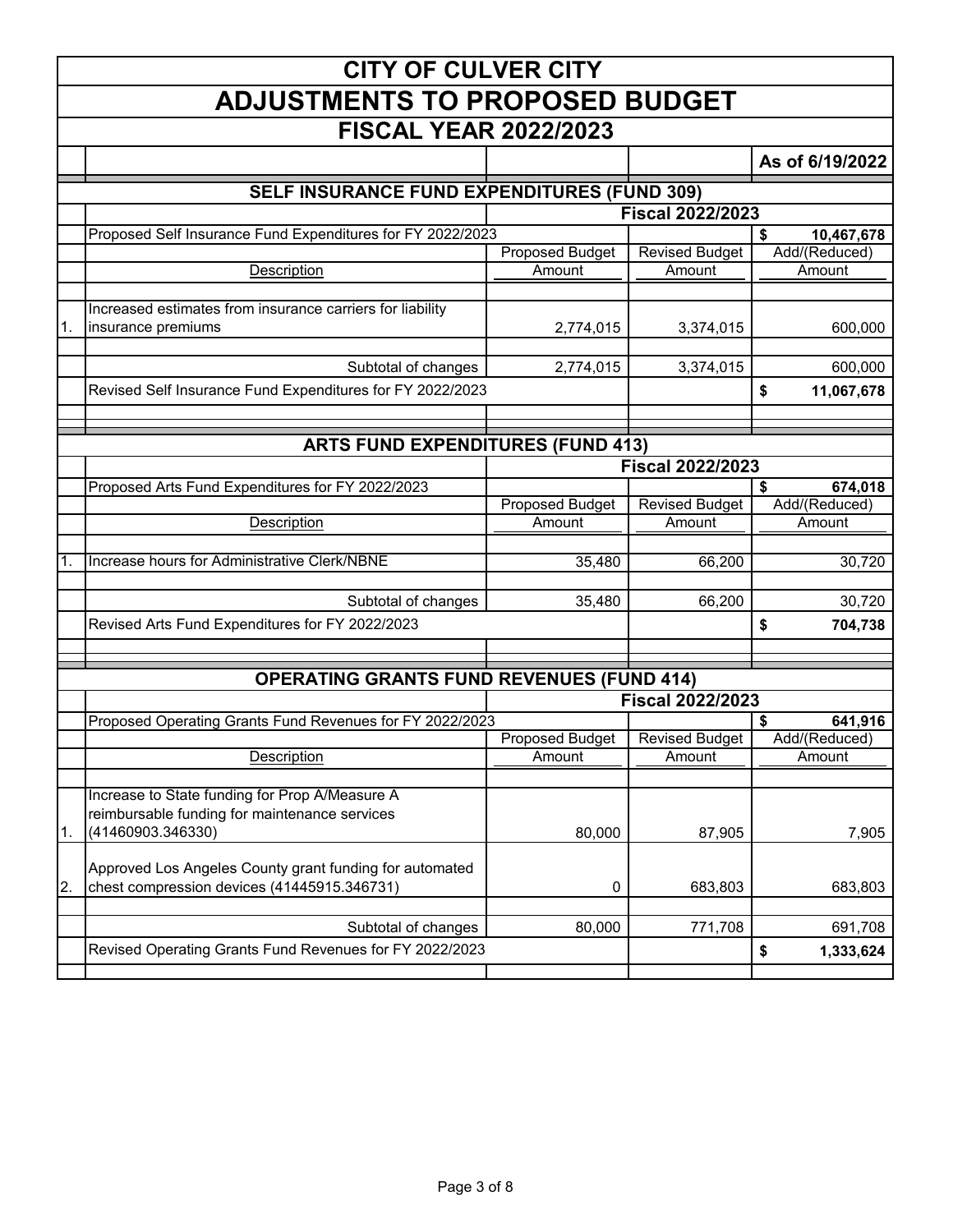# CITY OF CULVER CITY

## ADJUSTMENTS TO PROPOSED BUDGET

## FISCAL YEAR 2022/2023

As of 6/19/2022

### SELF INSURANCE FUND EXPENDITURES (FUND 309)

| | | Fiscal 2022/2023 | | |
|---|---|---|---|---|
| | Proposed Self Insurance Fund Expenditures for FY 2022/2023 | | | $ 10,467,678 |
| | Description | Proposed Budget Amount | Revised Budget Amount | Add/(Reduced) Amount |
| 1. | Increased estimates from insurance carriers for liability insurance premiums | 2,774,015 | 3,374,015 | 600,000 |
| | Subtotal of changes | 2,774,015 | 3,374,015 | 600,000 |
| | Revised Self Insurance Fund Expenditures for FY 2022/2023 | | | $ 11,067,678 |

### ARTS FUND EXPENDITURES (FUND 413)

| | | Fiscal 2022/2023 | | |
|---|---|---|---|---|
| | Proposed Arts Fund Expenditures for FY 2022/2023 | | | $ 674,018 |
| | Description | Proposed Budget Amount | Revised Budget Amount | Add/(Reduced) Amount |
| 1. | Increase hours for Administrative Clerk/NBNE | 35,480 | 66,200 | 30,720 |
| | Subtotal of changes | 35,480 | 66,200 | 30,720 |
| | Revised Arts Fund Expenditures for FY 2022/2023 | | | $ 704,738 |

### OPERATING GRANTS FUND REVENUES (FUND 414)

| | | Fiscal 2022/2023 | | |
|---|---|---|---|---|
| | Proposed Operating Grants Fund Revenues for FY 2022/2023 | | | $ 641,916 |
| | Description | Proposed Budget Amount | Revised Budget Amount | Add/(Reduced) Amount |
| 1. | Increase to State funding for Prop A/Measure A reimbursable funding for maintenance services (41460903.346330) | 80,000 | 87,905 | 7,905 |
| 2. | Approved Los Angeles County grant funding for automated chest compression devices (41445915.346731) | 0 | 683,803 | 683,803 |
| | Subtotal of changes | 80,000 | 771,708 | 691,708 |
| | Revised Operating Grants Fund Revenues for FY 2022/2023 | | | $ 1,333,624 |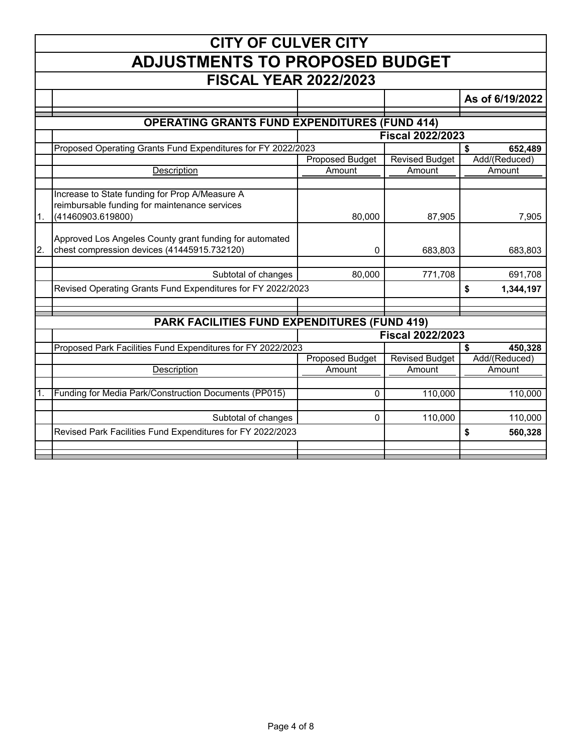# CITY OF CULVER CITY

# ADJUSTMENTS TO PROPOSED BUDGET

## FISCAL YEAR 2022/2023

As of 6/19/2022

### OPERATING GRANTS FUND EXPENDITURES (FUND 414)

| | | Fiscal 2022/2023 | | |
|---|---|---|---|---|
| | Proposed Operating Grants Fund Expenditures for FY 2022/2023 | | | $ 652,489 |
| | Description | Proposed Budget Amount | Revised Budget Amount | Add/(Reduced) Amount |
| 1. | Increase to State funding for Prop A/Measure A reimbursable funding for maintenance services (41460903.619800) | 80,000 | 87,905 | 7,905 |
| 2. | Approved Los Angeles County grant funding for automated chest compression devices (41445915.732120) | 0 | 683,803 | 683,803 |
| | Subtotal of changes | 80,000 | 771,708 | 691,708 |
| | Revised Operating Grants Fund Expenditures for FY 2022/2023 | | | $ 1,344,197 |

### PARK FACILITIES FUND EXPENDITURES (FUND 419)

| | | Fiscal 2022/2023 | | |
|---|---|---|---|---|
| | Proposed Park Facilities Fund Expenditures for FY 2022/2023 | | | $ 450,328 |
| | Description | Proposed Budget Amount | Revised Budget Amount | Add/(Reduced) Amount |
| 1. | Funding for Media Park/Construction Documents (PP015) | 0 | 110,000 | 110,000 |
| | Subtotal of changes | 0 | 110,000 | 110,000 |
| | Revised Park Facilities Fund Expenditures for FY 2022/2023 | | | $ 560,328 |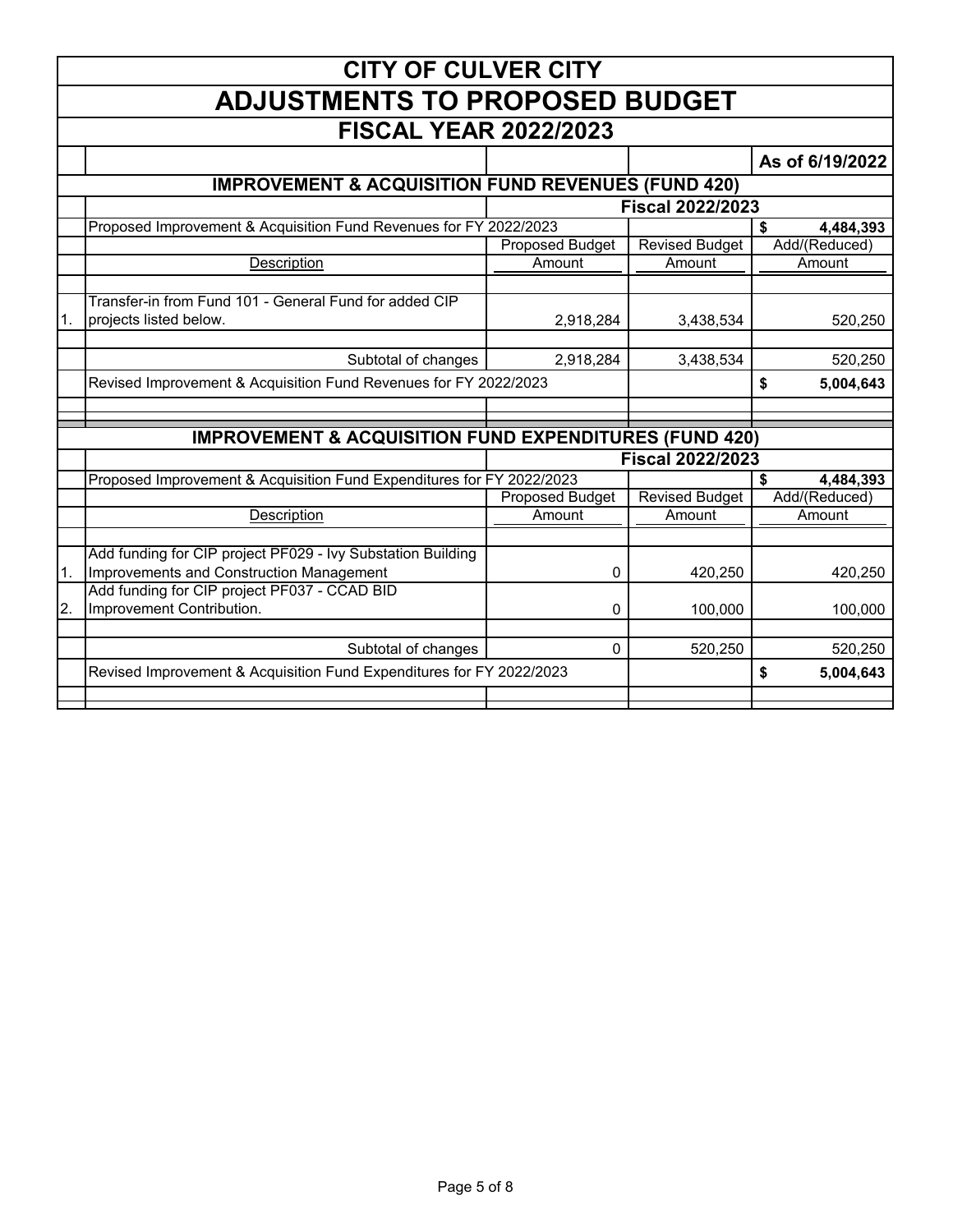# CITY OF CULVER CITY

## ADJUSTMENTS TO PROPOSED BUDGET

## FISCAL YEAR 2022/2023

As of 6/19/2022

### IMPROVEMENT & ACQUISITION FUND REVENUES (FUND 420)

| | | Fiscal 2022/2023 | | |
|---|---|---|---|---|
| | Proposed Improvement & Acquisition Fund Revenues for FY 2022/2023 | | | **$ 4,484,393** |
| | | Proposed Budget | Revised Budget | Add/(Reduced) |
| | Description | Amount | Amount | Amount |
| 1. | Transfer-in from Fund 101 - General Fund for added CIP projects listed below. | 2,918,284 | 3,438,534 | 520,250 |
| | Subtotal of changes | 2,918,284 | 3,438,534 | 520,250 |
| | Revised Improvement & Acquisition Fund Revenues for FY 2022/2023 | | | **$ 5,004,643** |

### IMPROVEMENT & ACQUISITION FUND EXPENDITURES (FUND 420)

| | | Fiscal 2022/2023 | | |
|---|---|---|---|---|
| | Proposed Improvement & Acquisition Fund Expenditures for FY 2022/2023 | | | **$ 4,484,393** |
| | | Proposed Budget | Revised Budget | Add/(Reduced) |
| | Description | Amount | Amount | Amount |
| 1. | Add funding for CIP project PF029 - Ivy Substation Building Improvements and Construction Management | 0 | 420,250 | 420,250 |
| 2. | Add funding for CIP project PF037 - CCAD BID Improvement Contribution. | 0 | 100,000 | 100,000 |
| | Subtotal of changes | 0 | 520,250 | 520,250 |
| | Revised Improvement & Acquisition Fund Expenditures for FY 2022/2023 | | | **$ 5,004,643** |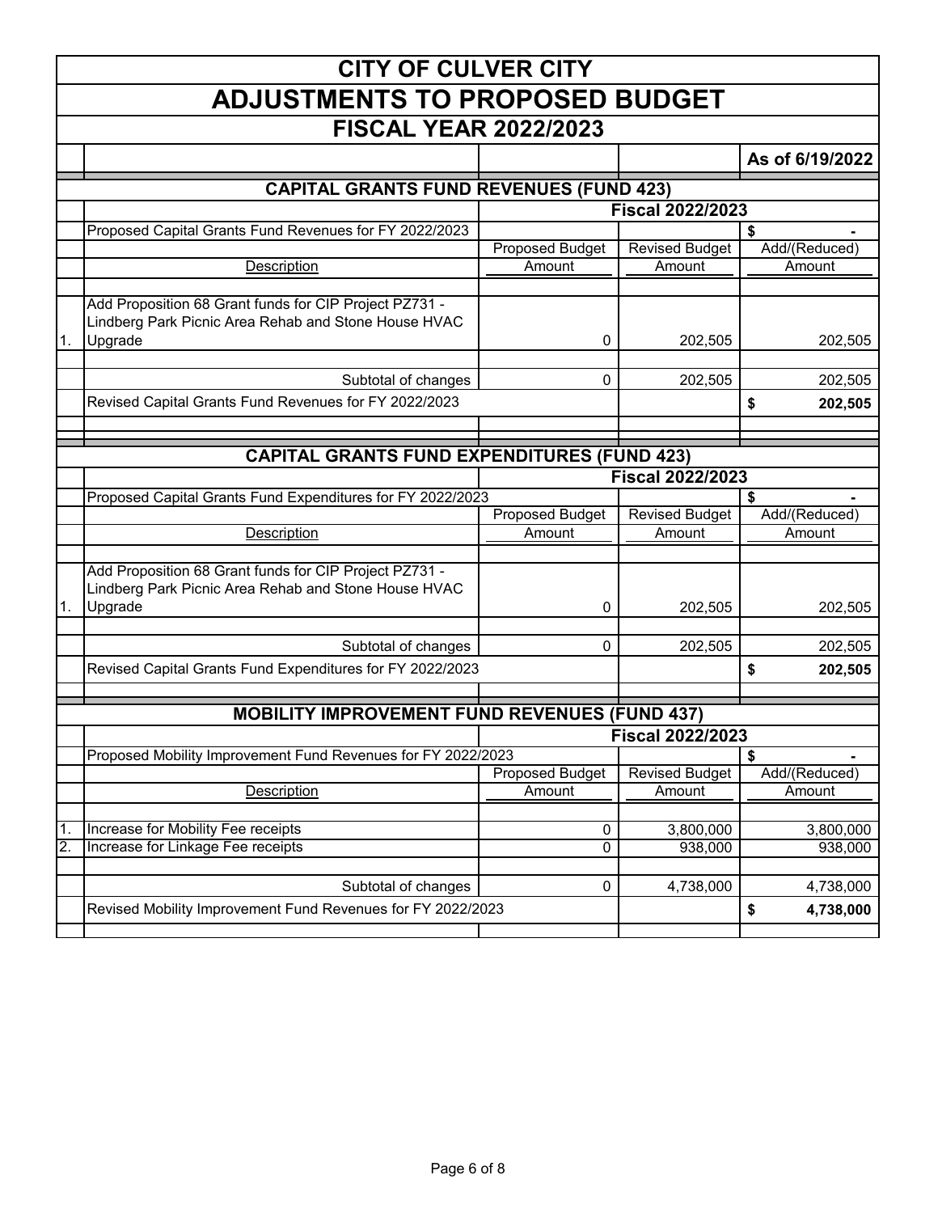# CITY OF CULVER CITY

## ADJUSTMENTS TO PROPOSED BUDGET

## FISCAL YEAR 2022/2023

As of 6/19/2022

### CAPITAL GRANTS FUND REVENUES (FUND 423)

| | | Fiscal 2022/2023 | | |
|---|---|---|---|---|
| | Proposed Capital Grants Fund Revenues for FY 2022/2023 | | | $ - |
| | | Proposed Budget | Revised Budget | Add/(Reduced) |
| | Description | Amount | Amount | Amount |
| 1. | Add Proposition 68 Grant funds for CIP Project PZ731 - Lindberg Park Picnic Area Rehab and Stone House HVAC Upgrade | 0 | 202,505 | 202,505 |
| | Subtotal of changes | 0 | 202,505 | 202,505 |
| | Revised Capital Grants Fund Revenues for FY 2022/2023 | | | $ 202,505 |

### CAPITAL GRANTS FUND EXPENDITURES (FUND 423)

| | | Fiscal 2022/2023 | | |
|---|---|---|---|---|
| | Proposed Capital Grants Fund Expenditures for FY 2022/2023 | | | $ - |
| | | Proposed Budget | Revised Budget | Add/(Reduced) |
| | Description | Amount | Amount | Amount |
| 1. | Add Proposition 68 Grant funds for CIP Project PZ731 - Lindberg Park Picnic Area Rehab and Stone House HVAC Upgrade | 0 | 202,505 | 202,505 |
| | Subtotal of changes | 0 | 202,505 | 202,505 |
| | Revised Capital Grants Fund Expenditures for FY 2022/2023 | | | $ 202,505 |

### MOBILITY IMPROVEMENT FUND REVENUES (FUND 437)

| | | Fiscal 2022/2023 | | |
|---|---|---|---|---|
| | Proposed Mobility Improvement Fund Revenues for FY 2022/2023 | | | $ - |
| | | Proposed Budget | Revised Budget | Add/(Reduced) |
| | Description | Amount | Amount | Amount |
| 1. | Increase for Mobility Fee receipts | 0 | 3,800,000 | 3,800,000 |
| 2. | Increase for Linkage Fee receipts | 0 | 938,000 | 938,000 |
| | Subtotal of changes | 0 | 4,738,000 | 4,738,000 |
| | Revised Mobility Improvement Fund Revenues for FY 2022/2023 | | | $ 4,738,000 |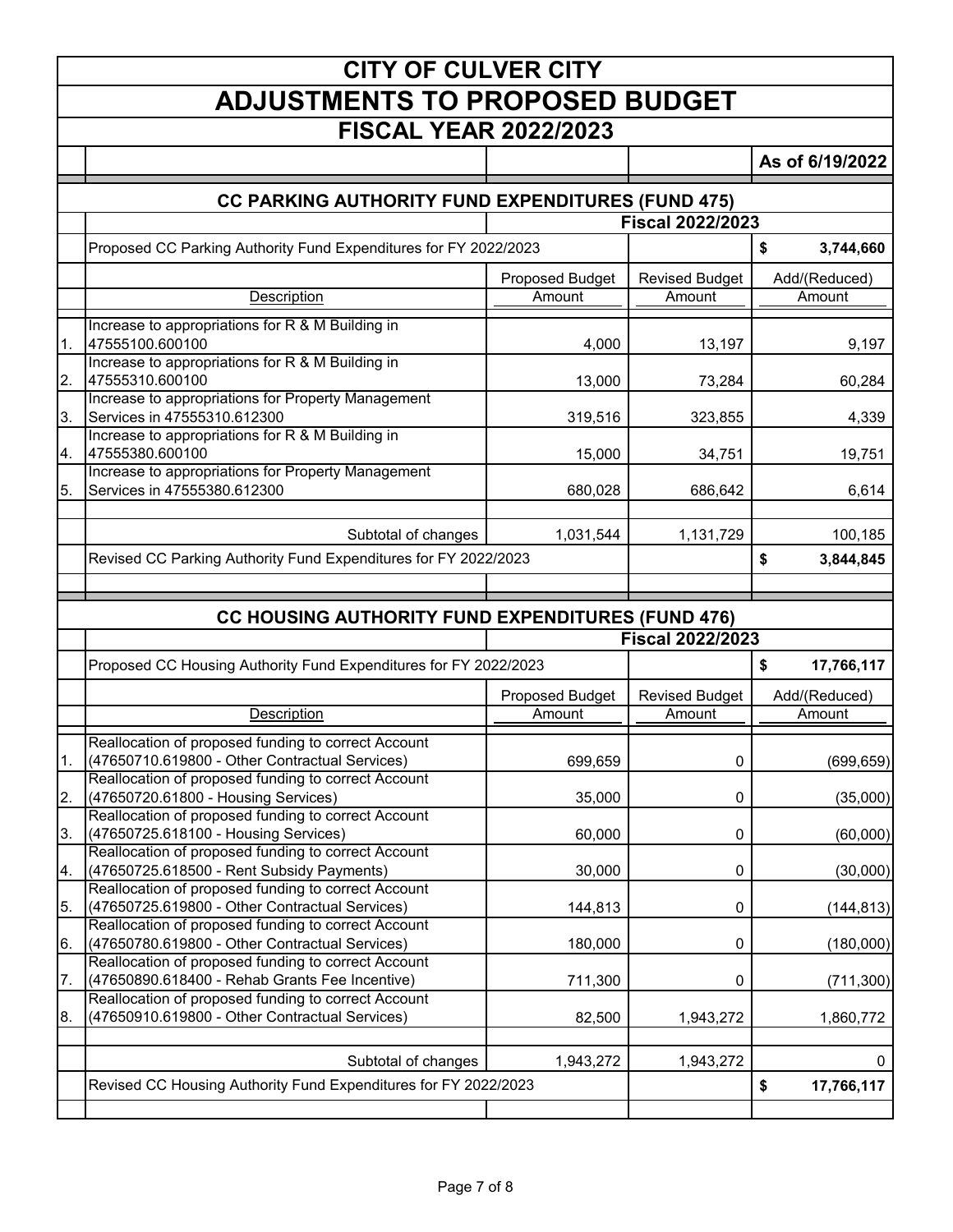# CITY OF CULVER CITY

## ADJUSTMENTS TO PROPOSED BUDGET

### FISCAL YEAR 2022/2023

**As of 6/19/2022**

### CC PARKING AUTHORITY FUND EXPENDITURES (FUND 475)

| | | | | **Fiscal 2022/2023** |
|---|---|---|---|---|
| | Proposed CC Parking Authority Fund Expenditures for FY 2022/2023 | | | **$ 3,744,660** |
| | Description | Proposed Budget Amount | Revised Budget Amount | Add/(Reduced) Amount |
| 1. | Increase to appropriations for R & M Building in 47555100.600100 | 4,000 | 13,197 | 9,197 |
| 2. | Increase to appropriations for R & M Building in 47555310.600100 | 13,000 | 73,284 | 60,284 |
| 3. | Increase to appropriations for Property Management Services in 47555310.612300 | 319,516 | 323,855 | 4,339 |
| 4. | Increase to appropriations for R & M Building in 47555380.600100 | 15,000 | 34,751 | 19,751 |
| 5. | Increase to appropriations for Property Management Services in 47555380.612300 | 680,028 | 686,642 | 6,614 |
| | Subtotal of changes | 1,031,544 | 1,131,729 | 100,185 |
| | Revised CC Parking Authority Fund Expenditures for FY 2022/2023 | | | **$ 3,844,845** |

### CC HOUSING AUTHORITY FUND EXPENDITURES (FUND 476)

| | | | | **Fiscal 2022/2023** |
|---|---|---|---|---|
| | Proposed CC Housing Authority Fund Expenditures for FY 2022/2023 | | | **$ 17,766,117** |
| | Description | Proposed Budget Amount | Revised Budget Amount | Add/(Reduced) Amount |
| 1. | Reallocation of proposed funding to correct Account (47650710.619800 - Other Contractual Services) | 699,659 | 0 | (699,659) |
| 2. | Reallocation of proposed funding to correct Account (47650720.61800 - Housing Services) | 35,000 | 0 | (35,000) |
| 3. | Reallocation of proposed funding to correct Account (47650725.618100 - Housing Services) | 60,000 | 0 | (60,000) |
| 4. | Reallocation of proposed funding to correct Account (47650725.618500 - Rent Subsidy Payments) | 30,000 | 0 | (30,000) |
| 5. | Reallocation of proposed funding to correct Account (47650725.619800 - Other Contractual Services) | 144,813 | 0 | (144,813) |
| 6. | Reallocation of proposed funding to correct Account (47650780.619800 - Other Contractual Services) | 180,000 | 0 | (180,000) |
| 7. | Reallocation of proposed funding to correct Account (47650890.618400 - Rehab Grants Fee Incentive) | 711,300 | 0 | (711,300) |
| 8. | Reallocation of proposed funding to correct Account (47650910.619800 - Other Contractual Services) | 82,500 | 1,943,272 | 1,860,772 |
| | Subtotal of changes | 1,943,272 | 1,943,272 | 0 |
| | Revised CC Housing Authority Fund Expenditures for FY 2022/2023 | | | **$ 17,766,117** |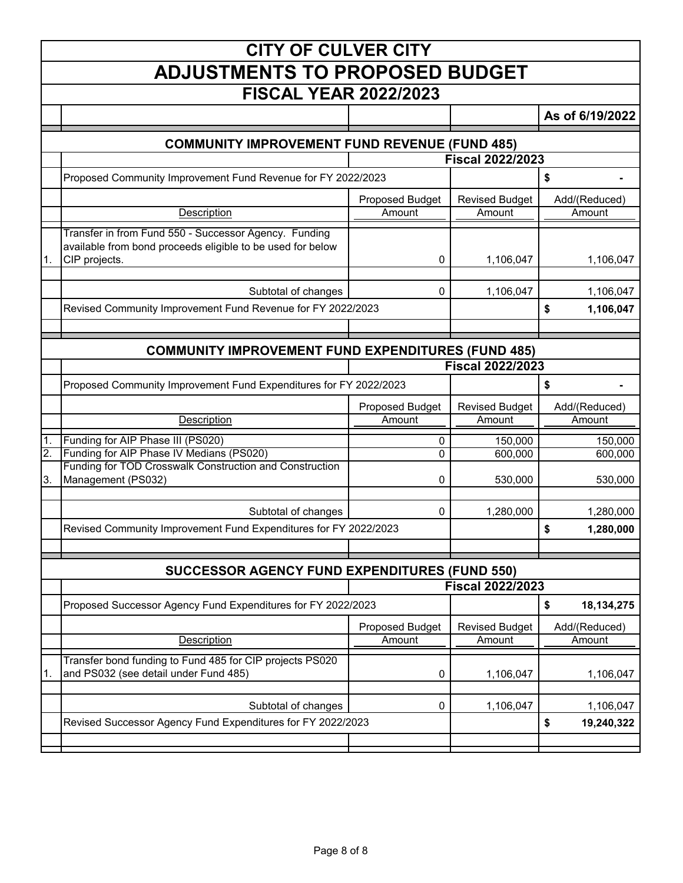# CITY OF CULVER CITY

## ADJUSTMENTS TO PROPOSED BUDGET

### FISCAL YEAR 2022/2023

**As of 6/19/2022**

### COMMUNITY IMPROVEMENT FUND REVENUE (FUND 485)

| | | | | Fiscal 2022/2023 |
|---|---|---|---|---|
| | Proposed Community Improvement Fund Revenue for FY 2022/2023 | | | $ - |
| | Description | Proposed Budget Amount | Revised Budget Amount | Add/(Reduced) Amount |
| 1. | Transfer in from Fund 550 - Successor Agency. Funding available from bond proceeds eligible to be used for below CIP projects. | 0 | 1,106,047 | 1,106,047 |
| | Subtotal of changes | 0 | 1,106,047 | 1,106,047 |
| | Revised Community Improvement Fund Revenue for FY 2022/2023 | | | **$ 1,106,047** |

### COMMUNITY IMPROVEMENT FUND EXPENDITURES (FUND 485)

| | | | | Fiscal 2022/2023 |
|---|---|---|---|---|
| | Proposed Community Improvement Fund Expenditures for FY 2022/2023 | | | $ - |
| | Description | Proposed Budget Amount | Revised Budget Amount | Add/(Reduced) Amount |
| 1. | Funding for AIP Phase III (PS020) | 0 | 150,000 | 150,000 |
| 2. | Funding for AIP Phase IV Medians (PS020) | 0 | 600,000 | 600,000 |
| 3. | Funding for TOD Crosswalk Construction and Construction Management (PS032) | 0 | 530,000 | 530,000 |
| | Subtotal of changes | 0 | 1,280,000 | 1,280,000 |
| | Revised Community Improvement Fund Expenditures for FY 2022/2023 | | | **$ 1,280,000** |

### SUCCESSOR AGENCY FUND EXPENDITURES (FUND 550)

| | | | | Fiscal 2022/2023 |
|---|---|---|---|---|
| | Proposed Successor Agency Fund Expenditures for FY 2022/2023 | | | **$ 18,134,275** |
| | Description | Proposed Budget Amount | Revised Budget Amount | Add/(Reduced) Amount |
| 1. | Transfer bond funding to Fund 485 for CIP projects PS020 and PS032 (see detail under Fund 485) | 0 | 1,106,047 | 1,106,047 |
| | Subtotal of changes | 0 | 1,106,047 | 1,106,047 |
| | Revised Successor Agency Fund Expenditures for FY 2022/2023 | | | **$ 19,240,322** |